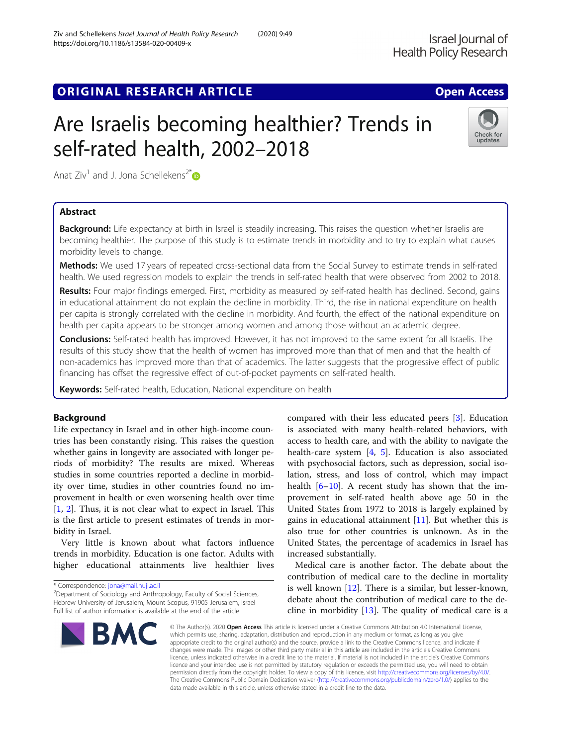ORIGINAL RESEARCH ARTICLE

Open Access

# Are Israelis becoming healthier? Trends in self-rated health, 2002–2018

Anat Ziv[1] and J. Jona Schellekens[2*]

## Abstract

**Background:** Life expectancy at birth in Israel is steadily increasing. This raises the question whether Israelis are becoming healthier. The purpose of this study is to estimate trends in morbidity and to try to explain what causes morbidity levels to change.

**Methods:** We used 17 years of repeated cross-sectional data from the Social Survey to estimate trends in self-rated health. We used regression models to explain the trends in self-rated health that were observed from 2002 to 2018.

**Results:** Four major findings emerged. First, morbidity as measured by self-rated health has declined. Second, gains in educational attainment do not explain the decline in morbidity. Third, the rise in national expenditure on health per capita is strongly correlated with the decline in morbidity. And fourth, the effect of the national expenditure on health per capita appears to be stronger among women and among those without an academic degree.

**Conclusions:** Self-rated health has improved. However, it has not improved to the same extent for all Israelis. The results of this study show that the health of women has improved more than that of men and that the health of non-academics has improved more than that of academics. The latter suggests that the progressive effect of public financing has offset the regressive effect of out-of-pocket payments on self-rated health.

**Keywords:** Self-rated health, Education, National expenditure on health

## Background

Life expectancy in Israel and in other high-income countries has been constantly rising. This raises the question whether gains in longevity are associated with longer periods of morbidity? The results are mixed. Whereas studies in some countries reported a decline in morbidity over time, studies in other countries found no improvement in health or even worsening health over time [1, 2]. Thus, it is not clear what to expect in Israel. This is the first article to present estimates of trends in morbidity in Israel.

Very little is known about what factors influence trends in morbidity. Education is one factor. Adults with higher educational attainments live healthier lives compared with their less educated peers [3]. Education is associated with many health-related behaviors, with access to health care, and with the ability to navigate the health-care system [4, 5]. Education is also associated with psychosocial factors, such as depression, social isolation, stress, and loss of control, which may impact health [6–10]. A recent study has shown that the improvement in self-rated health above age 50 in the United States from 1972 to 2018 is largely explained by gains in educational attainment [11]. But whether this is also true for other countries is unknown. As in the United States, the percentage of academics in Israel has increased substantially.

Medical care is another factor. The debate about the contribution of medical care to the decline in mortality is well known [12]. There is a similar, but lesser-known, debate about the contribution of medical care to the decline in morbidity [13]. The quality of medical care is a

* Correspondence: jona@mail.huji.ac.il
[2]Department of Sociology and Anthropology, Faculty of Social Sciences, Hebrew University of Jerusalem, Mount Scopus, 91905 Jerusalem, Israel
Full list of author information is available at the end of the article

© The Author(s). 2020 **Open Access** This article is licensed under a Creative Commons Attribution 4.0 International License, which permits use, sharing, adaptation, distribution and reproduction in any medium or format, as long as you give appropriate credit to the original author(s) and the source, provide a link to the Creative Commons licence, and indicate if changes were made. The images or other third party material in this article are included in the article's Creative Commons licence, unless indicated otherwise in a credit line to the material. If material is not included in the article's Creative Commons licence and your intended use is not permitted by statutory regulation or exceeds the permitted use, you will need to obtain permission directly from the copyright holder. To view a copy of this licence, visit http://creativecommons.org/licenses/by/4.0/. The Creative Commons Public Domain Dedication waiver (http://creativecommons.org/publicdomain/zero/1.0/) applies to the data made available in this article, unless otherwise stated in a credit line to the data.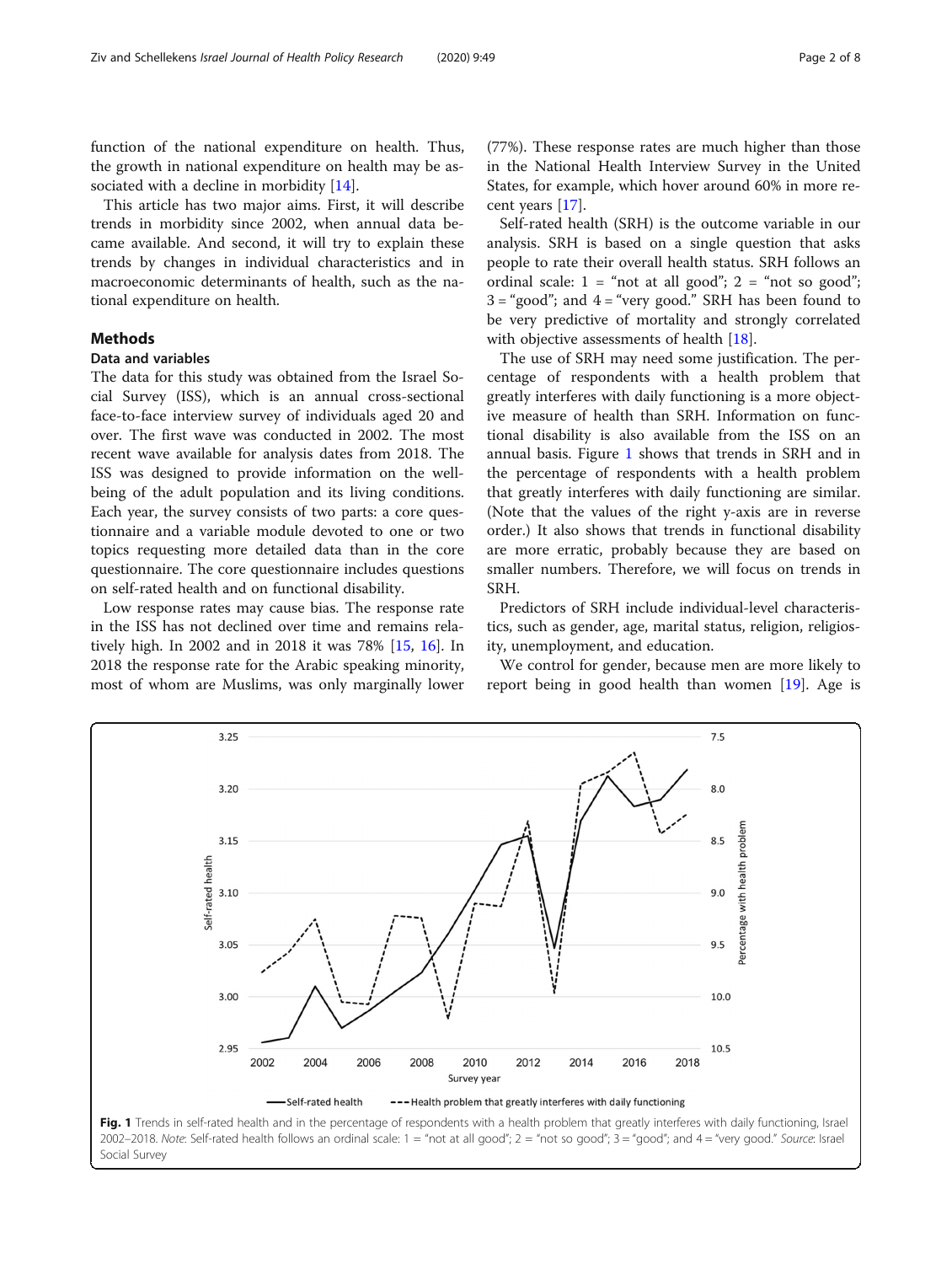function of the national expenditure on health. Thus, the growth in national expenditure on health may be associated with a decline in morbidity [14].

This article has two major aims. First, it will describe trends in morbidity since 2002, when annual data became available. And second, it will try to explain these trends by changes in individual characteristics and in macroeconomic determinants of health, such as the national expenditure on health.

## Methods

### Data and variables

The data for this study was obtained from the Israel Social Survey (ISS), which is an annual cross-sectional face-to-face interview survey of individuals aged 20 and over. The first wave was conducted in 2002. The most recent wave available for analysis dates from 2018. The ISS was designed to provide information on the well-being of the adult population and its living conditions. Each year, the survey consists of two parts: a core questionnaire and a variable module devoted to one or two topics requesting more detailed data than in the core questionnaire. The core questionnaire includes questions on self-rated health and on functional disability.

Low response rates may cause bias. The response rate in the ISS has not declined over time and remains relatively high. In 2002 and in 2018 it was 78% [15, 16]. In 2018 the response rate for the Arabic speaking minority, most of whom are Muslims, was only marginally lower (77%). These response rates are much higher than those in the National Health Interview Survey in the United States, for example, which hover around 60% in more recent years [17].

Self-rated health (SRH) is the outcome variable in our analysis. SRH is based on a single question that asks people to rate their overall health status. SRH follows an ordinal scale: 1 = "not at all good"; 2 = "not so good"; 3 = "good"; and 4 = "very good." SRH has been found to be very predictive of mortality and strongly correlated with objective assessments of health [18].

The use of SRH may need some justification. The percentage of respondents with a health problem that greatly interferes with daily functioning is a more objective measure of health than SRH. Information on functional disability is also available from the ISS on an annual basis. Figure 1 shows that trends in SRH and in the percentage of respondents with a health problem that greatly interferes with daily functioning are similar. (Note that the values of the right y-axis are in reverse order.) It also shows that trends in functional disability are more erratic, probably because they are based on smaller numbers. Therefore, we will focus on trends in SRH.

Predictors of SRH include individual-level characteristics, such as gender, age, marital status, religion, religiosity, unemployment, and education.

We control for gender, because men are more likely to report being in good health than women [19]. Age is

**Fig. 1** Trends in self-rated health and in the percentage of respondents with a health problem that greatly interferes with daily functioning, Israel 2002–2018. *Note*: Self-rated health follows an ordinal scale: 1 = "not at all good"; 2 = "not so good"; 3 = "good"; and 4 = "very good." *Source*: Israel Social Survey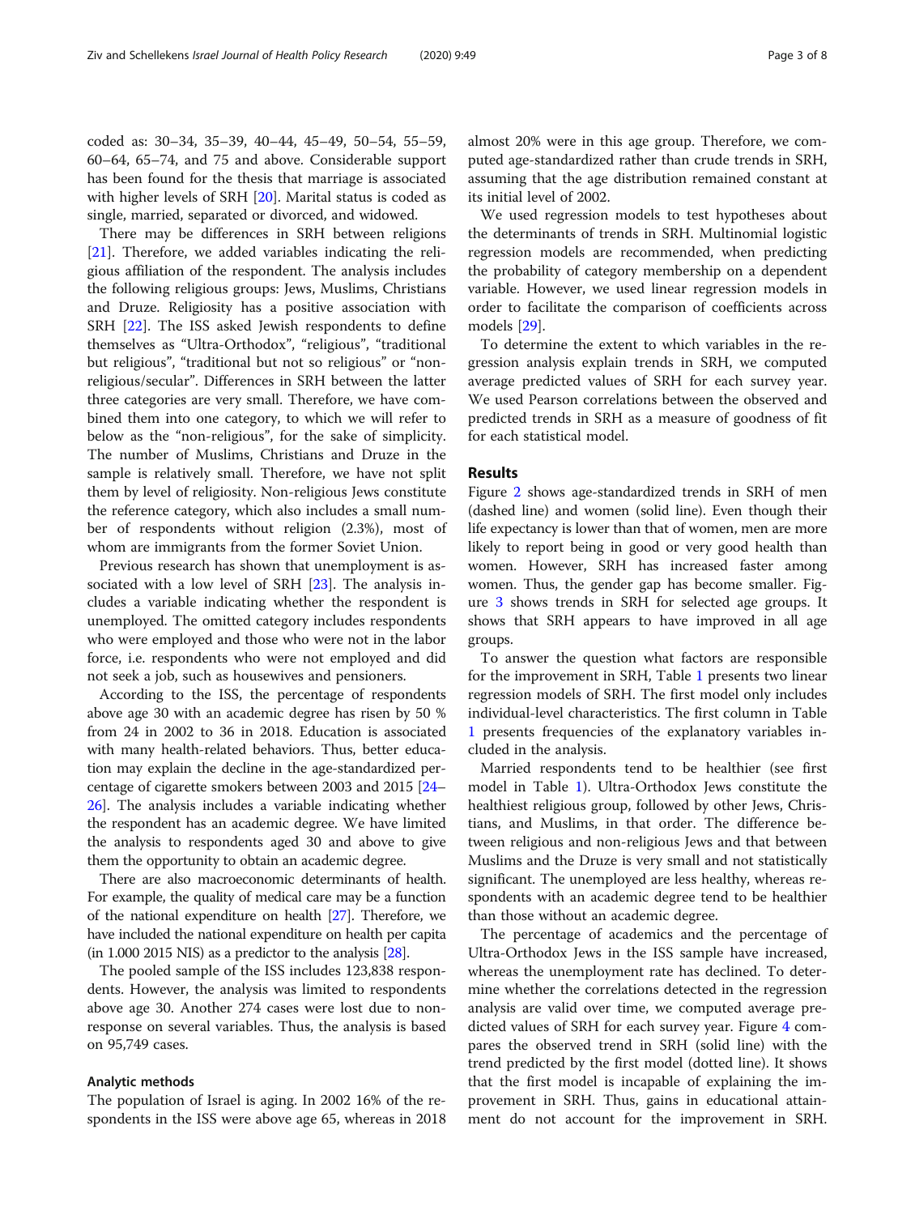coded as: 30–34, 35–39, 40–44, 45–49, 50–54, 55–59, 60–64, 65–74, and 75 and above. Considerable support has been found for the thesis that marriage is associated with higher levels of SRH [20]. Marital status is coded as single, married, separated or divorced, and widowed.

There may be differences in SRH between religions [21]. Therefore, we added variables indicating the religious affiliation of the respondent. The analysis includes the following religious groups: Jews, Muslims, Christians and Druze. Religiosity has a positive association with SRH [22]. The ISS asked Jewish respondents to define themselves as "Ultra-Orthodox", "religious", "traditional but religious", "traditional but not so religious" or "non-religious/secular". Differences in SRH between the latter three categories are very small. Therefore, we have combined them into one category, to which we will refer to below as the "non-religious", for the sake of simplicity. The number of Muslims, Christians and Druze in the sample is relatively small. Therefore, we have not split them by level of religiosity. Non-religious Jews constitute the reference category, which also includes a small number of respondents without religion (2.3%), most of whom are immigrants from the former Soviet Union.

Previous research has shown that unemployment is associated with a low level of SRH [23]. The analysis includes a variable indicating whether the respondent is unemployed. The omitted category includes respondents who were employed and those who were not in the labor force, i.e. respondents who were not employed and did not seek a job, such as housewives and pensioners.

According to the ISS, the percentage of respondents above age 30 with an academic degree has risen by 50 % from 24 in 2002 to 36 in 2018. Education is associated with many health-related behaviors. Thus, better education may explain the decline in the age-standardized percentage of cigarette smokers between 2003 and 2015 [24–26]. The analysis includes a variable indicating whether the respondent has an academic degree. We have limited the analysis to respondents aged 30 and above to give them the opportunity to obtain an academic degree.

There are also macroeconomic determinants of health. For example, the quality of medical care may be a function of the national expenditure on health [27]. Therefore, we have included the national expenditure on health per capita (in 1.000 2015 NIS) as a predictor to the analysis [28].

The pooled sample of the ISS includes 123,838 respondents. However, the analysis was limited to respondents above age 30. Another 274 cases were lost due to non-response on several variables. Thus, the analysis is based on 95,749 cases.

### Analytic methods

The population of Israel is aging. In 2002 16% of the respondents in the ISS were above age 65, whereas in 2018 almost 20% were in this age group. Therefore, we computed age-standardized rather than crude trends in SRH, assuming that the age distribution remained constant at its initial level of 2002.

We used regression models to test hypotheses about the determinants of trends in SRH. Multinomial logistic regression models are recommended, when predicting the probability of category membership on a dependent variable. However, we used linear regression models in order to facilitate the comparison of coefficients across models [29].

To determine the extent to which variables in the regression analysis explain trends in SRH, we computed average predicted values of SRH for each survey year. We used Pearson correlations between the observed and predicted trends in SRH as a measure of goodness of fit for each statistical model.

## Results

Figure 2 shows age-standardized trends in SRH of men (dashed line) and women (solid line). Even though their life expectancy is lower than that of women, men are more likely to report being in good or very good health than women. However, SRH has increased faster among women. Thus, the gender gap has become smaller. Figure 3 shows trends in SRH for selected age groups. It shows that SRH appears to have improved in all age groups.

To answer the question what factors are responsible for the improvement in SRH, Table 1 presents two linear regression models of SRH. The first model only includes individual-level characteristics. The first column in Table 1 presents frequencies of the explanatory variables included in the analysis.

Married respondents tend to be healthier (see first model in Table 1). Ultra-Orthodox Jews constitute the healthiest religious group, followed by other Jews, Christians, and Muslims, in that order. The difference between religious and non-religious Jews and that between Muslims and the Druze is very small and not statistically significant. The unemployed are less healthy, whereas respondents with an academic degree tend to be healthier than those without an academic degree.

The percentage of academics and the percentage of Ultra-Orthodox Jews in the ISS sample have increased, whereas the unemployment rate has declined. To determine whether the correlations detected in the regression analysis are valid over time, we computed average predicted values of SRH for each survey year. Figure 4 compares the observed trend in SRH (solid line) with the trend predicted by the first model (dotted line). It shows that the first model is incapable of explaining the improvement in SRH. Thus, gains in educational attainment do not account for the improvement in SRH.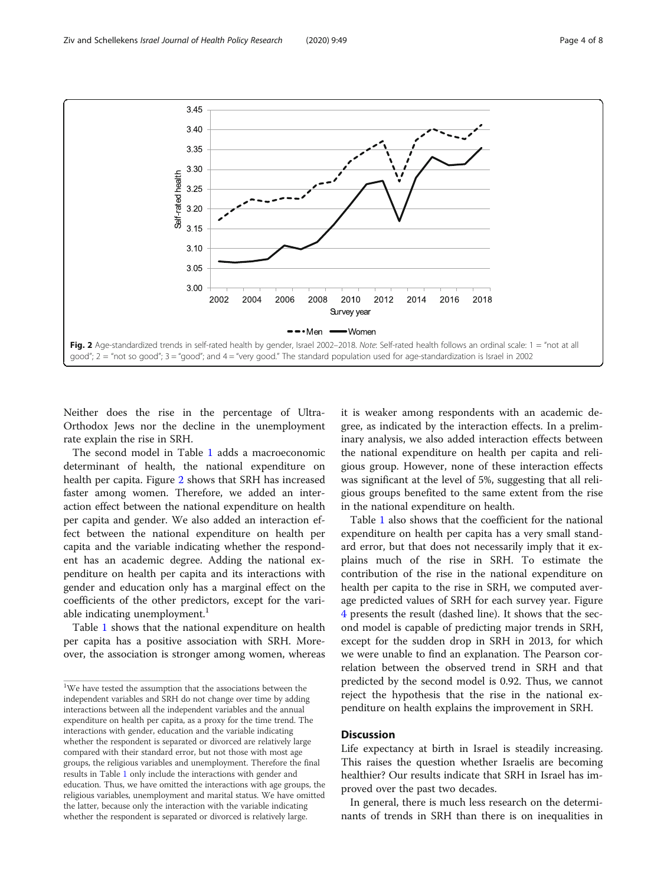**Fig. 2** Age-standardized trends in self-rated health by gender, Israel 2002–2018. *Note*: Self-rated health follows an ordinal scale: 1 = "not at all good"; 2 = "not so good"; 3 = "good"; and 4 = "very good." The standard population used for age-standardization is Israel in 2002

Neither does the rise in the percentage of Ultra-Orthodox Jews nor the decline in the unemployment rate explain the rise in SRH.

The second model in Table 1 adds a macroeconomic determinant of health, the national expenditure on health per capita. Figure 2 shows that SRH has increased faster among women. Therefore, we added an interaction effect between the national expenditure on health per capita and gender. We also added an interaction effect between the national expenditure on health per capita and the variable indicating whether the respondent has an academic degree. Adding the national expenditure on health per capita and its interactions with gender and education only has a marginal effect on the coefficients of the other predictors, except for the variable indicating unemployment.[1]

Table 1 shows that the national expenditure on health per capita has a positive association with SRH. Moreover, the association is stronger among women, whereas it is weaker among respondents with an academic degree, as indicated by the interaction effects. In a preliminary analysis, we also added interaction effects between the national expenditure on health per capita and religious group. However, none of these interaction effects was significant at the level of 5%, suggesting that all religious groups benefited to the same extent from the rise in the national expenditure on health.

Table 1 also shows that the coefficient for the national expenditure on health per capita has a very small standard error, but that does not necessarily imply that it explains much of the rise in SRH. To estimate the contribution of the rise in the national expenditure on health per capita to the rise in SRH, we computed average predicted values of SRH for each survey year. Figure 4 presents the result (dashed line). It shows that the second model is capable of predicting major trends in SRH, except for the sudden drop in SRH in 2013, for which we were unable to find an explanation. The Pearson correlation between the observed trend in SRH and that predicted by the second model is 0.92. Thus, we cannot reject the hypothesis that the rise in the national expenditure on health explains the improvement in SRH.

## Discussion

Life expectancy at birth in Israel is steadily increasing. This raises the question whether Israelis are becoming healthier? Our results indicate that SRH in Israel has improved over the past two decades.

In general, there is much less research on the determinants of trends in SRH than there is on inequalities in

[1] We have tested the assumption that the associations between the independent variables and SRH do not change over time by adding interactions between all the independent variables and the annual expenditure on health per capita, as a proxy for the time trend. The interactions with gender, education and the variable indicating whether the respondent is separated or divorced are relatively large compared with their standard error, but not those with most age groups, the religious variables and unemployment. Therefore the final results in Table 1 only include the interactions with gender and education. Thus, we have omitted the interactions with age groups, the religious variables, unemployment and marital status. We have omitted the latter, because only the interaction with the variable indicating whether the respondent is separated or divorced is relatively large.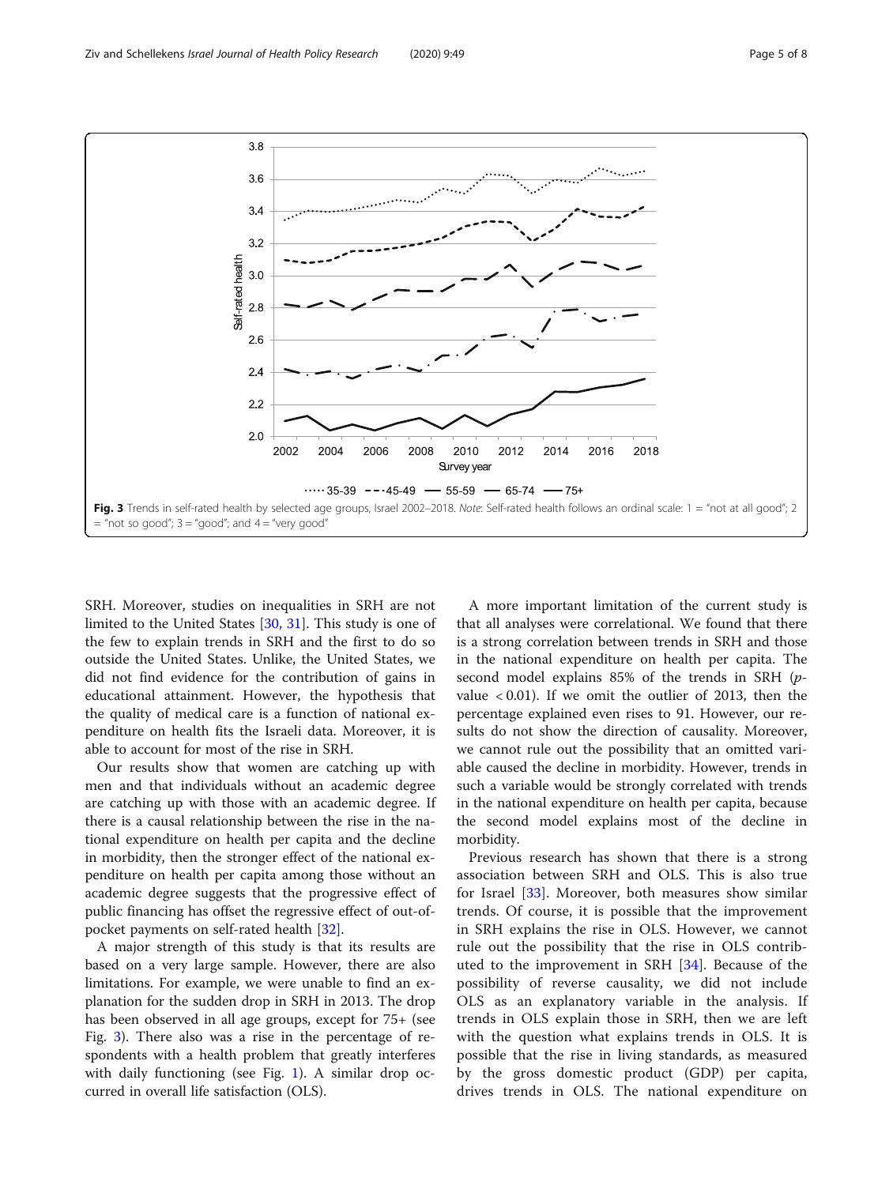Fig. 3 Trends in self-rated health by selected age groups, Israel 2002–2018. *Note*: Self-rated health follows an ordinal scale: 1 = "not at all good"; 2 = "not so good"; 3 = "good"; and 4 = "very good"

SRH. Moreover, studies on inequalities in SRH are not limited to the United States [30, 31]. This study is one of the few to explain trends in SRH and the first to do so outside the United States. Unlike, the United States, we did not find evidence for the contribution of gains in educational attainment. However, the hypothesis that the quality of medical care is a function of national expenditure on health fits the Israeli data. Moreover, it is able to account for most of the rise in SRH.

Our results show that women are catching up with men and that individuals without an academic degree are catching up with those with an academic degree. If there is a causal relationship between the rise in the national expenditure on health per capita and the decline in morbidity, then the stronger effect of the national expenditure on health per capita among those without an academic degree suggests that the progressive effect of public financing has offset the regressive effect of out-of-pocket payments on self-rated health [32].

A major strength of this study is that its results are based on a very large sample. However, there are also limitations. For example, we were unable to find an explanation for the sudden drop in SRH in 2013. The drop has been observed in all age groups, except for 75+ (see Fig. 3). There also was a rise in the percentage of respondents with a health problem that greatly interferes with daily functioning (see Fig. 1). A similar drop occurred in overall life satisfaction (OLS).

A more important limitation of the current study is that all analyses were correlational. We found that there is a strong correlation between trends in SRH and those in the national expenditure on health per capita. The second model explains 85% of the trends in SRH ($p$-value $< 0.01$). If we omit the outlier of 2013, then the percentage explained even rises to 91. However, our results do not show the direction of causality. Moreover, we cannot rule out the possibility that an omitted variable caused the decline in morbidity. However, trends in such a variable would be strongly correlated with trends in the national expenditure on health per capita, because the second model explains most of the decline in morbidity.

Previous research has shown that there is a strong association between SRH and OLS. This is also true for Israel [33]. Moreover, both measures show similar trends. Of course, it is possible that the improvement in SRH explains the rise in OLS. However, we cannot rule out the possibility that the rise in OLS contributed to the improvement in SRH [34]. Because of the possibility of reverse causality, we did not include OLS as an explanatory variable in the analysis. If trends in OLS explain those in SRH, then we are left with the question what explains trends in OLS. It is possible that the rise in living standards, as measured by the gross domestic product (GDP) per capita, drives trends in OLS. The national expenditure on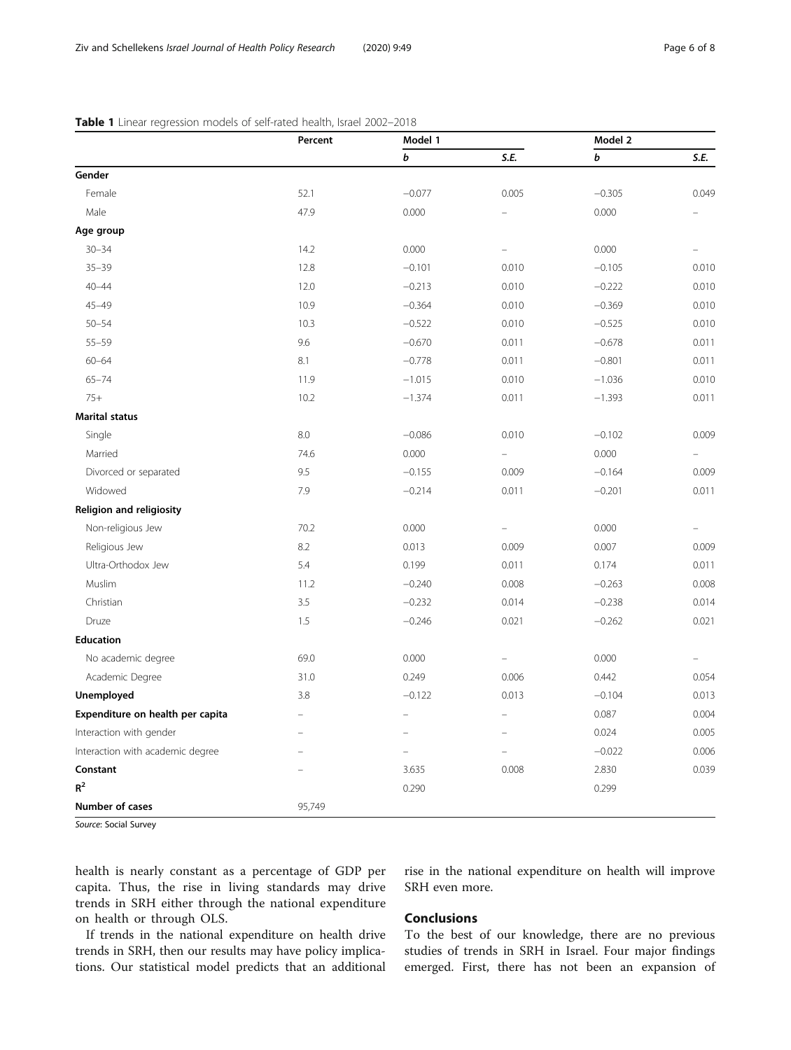**Table 1** Linear regression models of self-rated health, Israel 2002–2018

| | Percent | Model 1 | | Model 2 | |
|---|---|---|---|---|---|
| | | *b* | *S.E.* | *b* | *S.E.* |
| **Gender** | | | | | |
| Female | 52.1 | −0.077 | 0.005 | −0.305 | 0.049 |
| Male | 47.9 | 0.000 | – | 0.000 | – |
| **Age group** | | | | | |
| 30–34 | 14.2 | 0.000 | – | 0.000 | – |
| 35–39 | 12.8 | −0.101 | 0.010 | −0.105 | 0.010 |
| 40–44 | 12.0 | −0.213 | 0.010 | −0.222 | 0.010 |
| 45–49 | 10.9 | −0.364 | 0.010 | −0.369 | 0.010 |
| 50–54 | 10.3 | −0.522 | 0.010 | −0.525 | 0.010 |
| 55–59 | 9.6 | −0.670 | 0.011 | −0.678 | 0.011 |
| 60–64 | 8.1 | −0.778 | 0.011 | −0.801 | 0.011 |
| 65–74 | 11.9 | −1.015 | 0.010 | −1.036 | 0.010 |
| 75+ | 10.2 | −1.374 | 0.011 | −1.393 | 0.011 |
| **Marital status** | | | | | |
| Single | 8.0 | −0.086 | 0.010 | −0.102 | 0.009 |
| Married | 74.6 | 0.000 | – | 0.000 | – |
| Divorced or separated | 9.5 | −0.155 | 0.009 | −0.164 | 0.009 |
| Widowed | 7.9 | −0.214 | 0.011 | −0.201 | 0.011 |
| **Religion and religiosity** | | | | | |
| Non-religious Jew | 70.2 | 0.000 | – | 0.000 | – |
| Religious Jew | 8.2 | 0.013 | 0.009 | 0.007 | 0.009 |
| Ultra-Orthodox Jew | 5.4 | 0.199 | 0.011 | 0.174 | 0.011 |
| Muslim | 11.2 | −0.240 | 0.008 | −0.263 | 0.008 |
| Christian | 3.5 | −0.232 | 0.014 | −0.238 | 0.014 |
| Druze | 1.5 | −0.246 | 0.021 | −0.262 | 0.021 |
| **Education** | | | | | |
| No academic degree | 69.0 | 0.000 | – | 0.000 | – |
| Academic Degree | 31.0 | 0.249 | 0.006 | 0.442 | 0.054 |
| **Unemployed** | 3.8 | −0.122 | 0.013 | −0.104 | 0.013 |
| **Expenditure on health per capita** | – | – | – | 0.087 | 0.004 |
| Interaction with gender | – | – | – | 0.024 | 0.005 |
| Interaction with academic degree | – | – | – | −0.022 | 0.006 |
| **Constant** | – | 3.635 | 0.008 | 2.830 | 0.039 |
| $R^2$ | | 0.290 | | 0.299 | |
| **Number of cases** | 95,749 | | | | |

*Source*: Social Survey

health is nearly constant as a percentage of GDP per capita. Thus, the rise in living standards may drive trends in SRH either through the national expenditure on health or through OLS.

If trends in the national expenditure on health drive trends in SRH, then our results may have policy implications. Our statistical model predicts that an additional rise in the national expenditure on health will improve SRH even more.

## Conclusions

To the best of our knowledge, there are no previous studies of trends in SRH in Israel. Four major findings emerged. First, there has not been an expansion of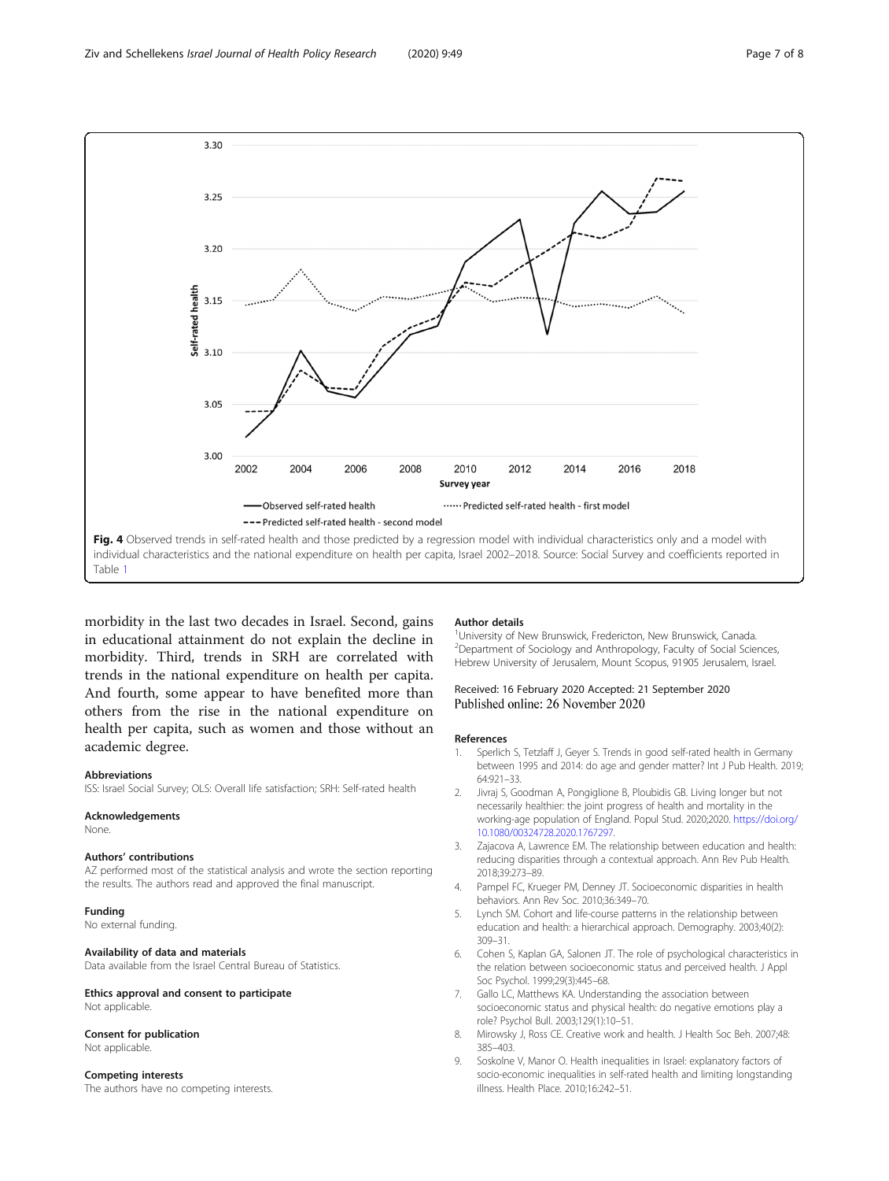Fig. 4 Observed trends in self-rated health and those predicted by a regression model with individual characteristics only and a model with individual characteristics and the national expenditure on health per capita, Israel 2002–2018. Source: Social Survey and coefficients reported in Table 1

morbidity in the last two decades in Israel. Second, gains in educational attainment do not explain the decline in morbidity. Third, trends in SRH are correlated with trends in the national expenditure on health per capita. And fourth, some appear to have benefited more than others from the rise in the national expenditure on health per capita, such as women and those without an academic degree.

### Abbreviations

ISS: Israel Social Survey; OLS: Overall life satisfaction; SRH: Self-rated health

### Acknowledgements

None.

### Authors' contributions

AZ performed most of the statistical analysis and wrote the section reporting the results. The authors read and approved the final manuscript.

### Funding

No external funding.

### Availability of data and materials

Data available from the Israel Central Bureau of Statistics.

### Ethics approval and consent to participate

Not applicable.

### Consent for publication

Not applicable.

### Competing interests

The authors have no competing interests.

### Author details

[1]University of New Brunswick, Fredericton, New Brunswick, Canada. [2]Department of Sociology and Anthropology, Faculty of Social Sciences, Hebrew University of Jerusalem, Mount Scopus, 91905 Jerusalem, Israel.

Received: 16 February 2020 Accepted: 21 September 2020
Published online: 26 November 2020

### References

1. Sperlich S, Tetzlaff J, Geyer S. Trends in good self-rated health in Germany between 1995 and 2014: do age and gender matter? Int J Pub Health. 2019; 64:921–33.
2. Jivraj S, Goodman A, Pongiglione B, Ploubidis GB. Living longer but not necessarily healthier: the joint progress of health and mortality in the working-age population of England. Popul Stud. 2020;2020. https://doi.org/10.1080/00324728.2020.1767297.
3. Zajacova A, Lawrence EM. The relationship between education and health: reducing disparities through a contextual approach. Ann Rev Pub Health. 2018;39:273–89.
4. Pampel FC, Krueger PM, Denney JT. Socioeconomic disparities in health behaviors. Ann Rev Soc. 2010;36:349–70.
5. Lynch SM. Cohort and life-course patterns in the relationship between education and health: a hierarchical approach. Demography. 2003;40(2): 309–31.
6. Cohen S, Kaplan GA, Salonen JT. The role of psychological characteristics in the relation between socioeconomic status and perceived health. J Appl Soc Psychol. 1999;29(3):445–68.
7. Gallo LC, Matthews KA. Understanding the association between socioeconomic status and physical health: do negative emotions play a role? Psychol Bull. 2003;129(1):10–51.
8. Mirowsky J, Ross CE. Creative work and health. J Health Soc Beh. 2007;48: 385–403.
9. Soskolne V, Manor O. Health inequalities in Israel: explanatory factors of socio-economic inequalities in self-rated health and limiting longstanding illness. Health Place. 2010;16:242–51.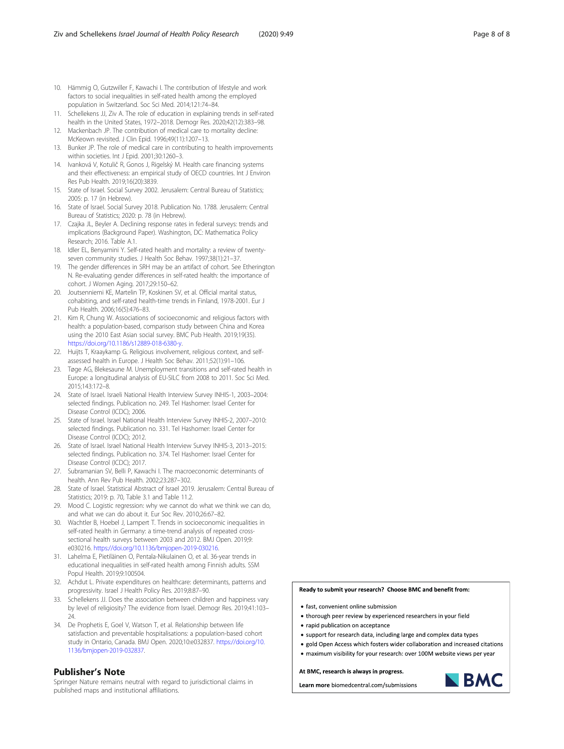10. Hämmig O, Gutzwiller F, Kawachi I. The contribution of lifestyle and work factors to social inequalities in self-rated health among the employed population in Switzerland. Soc Sci Med. 2014;121:74–84.
11. Schellekens JJ, Ziv A. The role of education in explaining trends in self-rated health in the United States, 1972–2018. Demogr Res. 2020;42(12):383–98.
12. Mackenbach JP. The contribution of medical care to mortality decline: McKeown revisited. J Clin Epid. 1996;49(11):1207–13.
13. Bunker JP. The role of medical care in contributing to health improvements within societies. Int J Epid. 2001;30:1260–3.
14. Ivanková V, Kotulič R, Gonos J, Rigelský M. Health care financing systems and their effectiveness: an empirical study of OECD countries. Int J Environ Res Pub Health. 2019;16(20):3839.
15. State of Israel. Social Survey 2002. Jerusalem: Central Bureau of Statistics; 2005: p. 17 (in Hebrew).
16. State of Israel. Social Survey 2018. Publication No. 1788. Jerusalem: Central Bureau of Statistics; 2020: p. 78 (in Hebrew).
17. Czajka JL, Beyler A. Declining response rates in federal surveys: trends and implications (Background Paper). Washington, DC: Mathematica Policy Research; 2016. Table A.1.
18. Idler EL, Benyamini Y. Self-rated health and mortality: a review of twenty-seven community studies. J Health Soc Behav. 1997;38(1):21–37.
19. The gender differences in SRH may be an artifact of cohort. See Etherington N. Re-evaluating gender differences in self-rated health: the importance of cohort. J Women Aging. 2017;29:150–62.
20. Joutsenniemi KE, Martelin TP, Koskinen SV, et al. Official marital status, cohabiting, and self-rated health-time trends in Finland, 1978-2001. Eur J Pub Health. 2006;16(5):476–83.
21. Kim R, Chung W. Associations of socioeconomic and religious factors with health: a population-based, comparison study between China and Korea using the 2010 East Asian social survey. BMC Pub Health. 2019;19(35). https://doi.org/10.1186/s12889-018-6380-y.
22. Huijts T, Kraaykamp G. Religious involvement, religious context, and self-assessed health in Europe. J Health Soc Behav. 2011;52(1):91–106.
23. Tøge AG, Blekesaune M. Unemployment transitions and self-rated health in Europe: a longitudinal analysis of EU-SILC from 2008 to 2011. Soc Sci Med. 2015;143:172–8.
24. State of Israel. Israeli National Health Interview Survey INHIS-1, 2003–2004: selected findings. Publication no. 249. Tel Hashomer: Israel Center for Disease Control (ICDC); 2006.
25. State of Israel. Israel National Health Interview Survey INHIS-2, 2007–2010: selected findings. Publication no. 331. Tel Hashomer: Israel Center for Disease Control (ICDC); 2012.
26. State of Israel. Israel National Health Interview Survey INHIS-3, 2013–2015: selected findings. Publication no. 374. Tel Hashomer: Israel Center for Disease Control (ICDC); 2017.
27. Subramanian SV, Belli P, Kawachi I. The macroeconomic determinants of health. Ann Rev Pub Health. 2002;23:287–302.
28. State of Israel. Statistical Abstract of Israel 2019. Jerusalem: Central Bureau of Statistics; 2019: p. 70, Table 3.1 and Table 11.2.
29. Mood C. Logistic regression: why we cannot do what we think we can do, and what we can do about it. Eur Soc Rev. 2010;26:67–82.
30. Wachtler B, Hoebel J, Lampert T. Trends in socioeconomic inequalities in self-rated health in Germany: a time-trend analysis of repeated cross-sectional health surveys between 2003 and 2012. BMJ Open. 2019;9:e030216. https://doi.org/10.1136/bmjopen-2019-030216.
31. Lahelma E, Pietiläinen O, Pentala-Nikulainen O, et al. 36-year trends in educational inequalities in self-rated health among Finnish adults. SSM Popul Health. 2019;9:100504.
32. Achdut L. Private expenditures on healthcare: determinants, patterns and progressivity. Israel J Health Policy Res. 2019;8:87–90.
33. Schellekens JJ. Does the association between children and happiness vary by level of religiosity? The evidence from Israel. Demogr Res. 2019;41:103–24.
34. De Prophetis E, Goel V, Watson T, et al. Relationship between life satisfaction and preventable hospitalisations: a population-based cohort study in Ontario, Canada. BMJ Open. 2020;10:e032837. https://doi.org/10.1136/bmjopen-2019-032837.

## Publisher's Note

Springer Nature remains neutral with regard to jurisdictional claims in published maps and institutional affiliations.

**Ready to submit your research? Choose BMC and benefit from:**

- fast, convenient online submission
- thorough peer review by experienced researchers in your field
- rapid publication on acceptance
- support for research data, including large and complex data types
- gold Open Access which fosters wider collaboration and increased citations
- maximum visibility for your research: over 100M website views per year

**At BMC, research is always in progress.**

**Learn more** biomedcentral.com/submissions